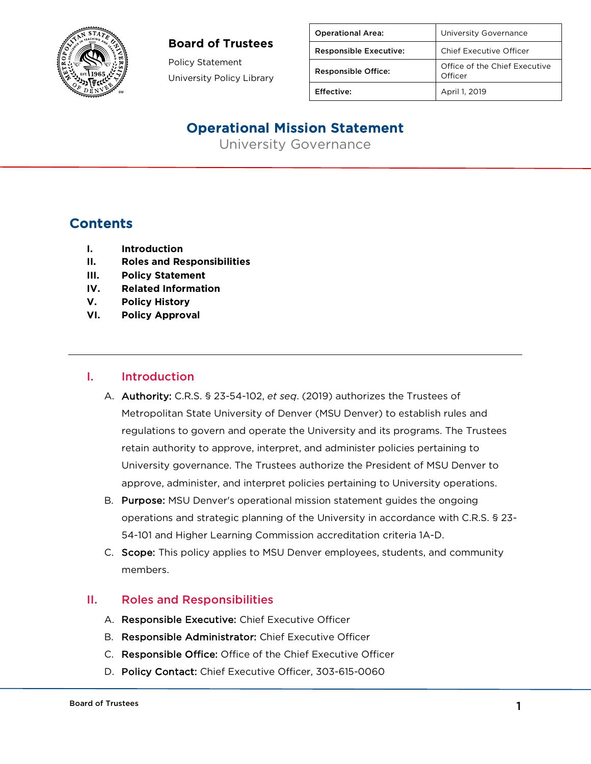**Board of Trustees**

Policy Statement

University Policy Library

| Operational Area: | University Governance |
|---|---|
| Responsible Executive: | Chief Executive Officer |
| Responsible Office: | Office of the Chief Executive Officer |
| Effective: | April 1, 2019 |

# Operational Mission Statement

University Governance

## Contents

- I. Introduction
- II. Roles and Responsibilities
- III. Policy Statement
- IV. Related Information
- V. Policy History
- VI. Policy Approval

## I. Introduction

A. **Authority:** C.R.S. § 23-54-102, *et seq*. (2019) authorizes the Trustees of Metropolitan State University of Denver (MSU Denver) to establish rules and regulations to govern and operate the University and its programs. The Trustees retain authority to approve, interpret, and administer policies pertaining to University governance. The Trustees authorize the President of MSU Denver to approve, administer, and interpret policies pertaining to University operations.

B. **Purpose:** MSU Denver's operational mission statement guides the ongoing operations and strategic planning of the University in accordance with C.R.S. § 23-54-101 and Higher Learning Commission accreditation criteria 1A-D.

C. **Scope:** This policy applies to MSU Denver employees, students, and community members.

## II. Roles and Responsibilities

A. **Responsible Executive:** Chief Executive Officer

B. **Responsible Administrator:** Chief Executive Officer

C. **Responsible Office:** Office of the Chief Executive Officer

D. **Policy Contact:** Chief Executive Officer, 303-615-0060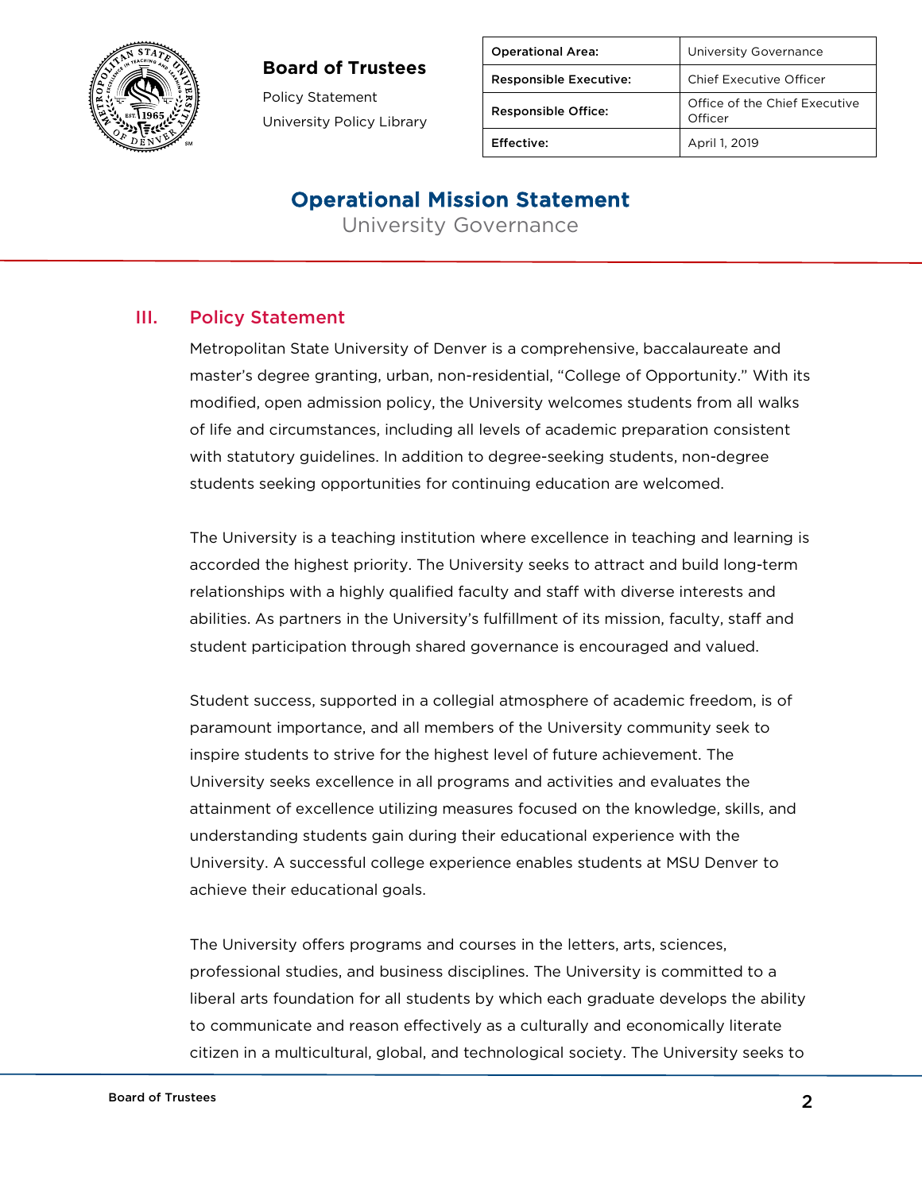**Board of Trustees**

Policy Statement

University Policy Library

| Operational Area: | University Governance |
|---|---|
| Responsible Executive: | Chief Executive Officer |
| Responsible Office: | Office of the Chief Executive Officer |
| Effective: | April 1, 2019 |

# Operational Mission Statement

University Governance

## III. Policy Statement

Metropolitan State University of Denver is a comprehensive, baccalaureate and master's degree granting, urban, non-residential, "College of Opportunity." With its modified, open admission policy, the University welcomes students from all walks of life and circumstances, including all levels of academic preparation consistent with statutory guidelines. In addition to degree-seeking students, non-degree students seeking opportunities for continuing education are welcomed.

The University is a teaching institution where excellence in teaching and learning is accorded the highest priority. The University seeks to attract and build long-term relationships with a highly qualified faculty and staff with diverse interests and abilities. As partners in the University's fulfillment of its mission, faculty, staff and student participation through shared governance is encouraged and valued.

Student success, supported in a collegial atmosphere of academic freedom, is of paramount importance, and all members of the University community seek to inspire students to strive for the highest level of future achievement. The University seeks excellence in all programs and activities and evaluates the attainment of excellence utilizing measures focused on the knowledge, skills, and understanding students gain during their educational experience with the University. A successful college experience enables students at MSU Denver to achieve their educational goals.

The University offers programs and courses in the letters, arts, sciences, professional studies, and business disciplines. The University is committed to a liberal arts foundation for all students by which each graduate develops the ability to communicate and reason effectively as a culturally and economically literate citizen in a multicultural, global, and technological society. The University seeks to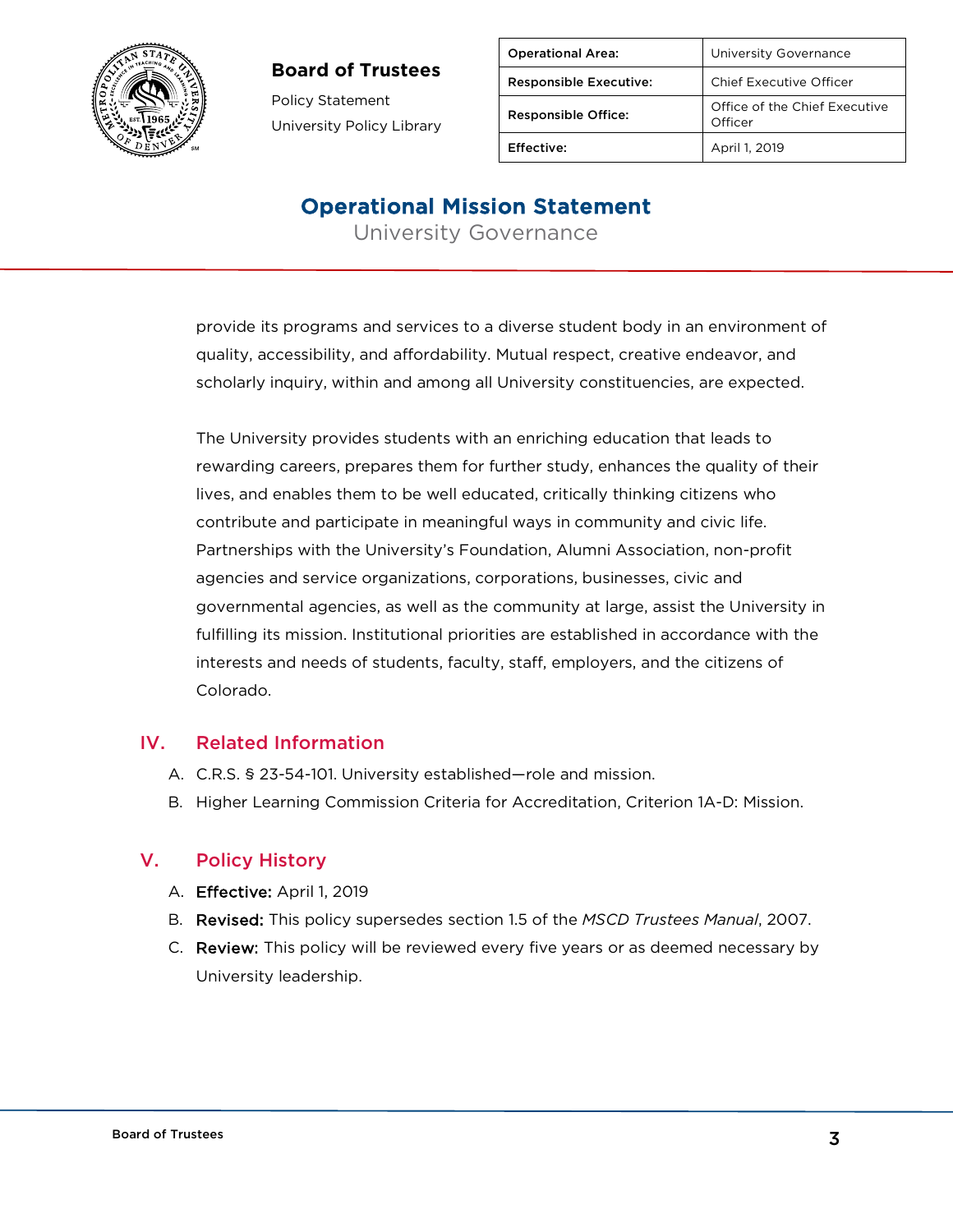provide its programs and services to a diverse student body in an environment of quality, accessibility, and affordability. Mutual respect, creative endeavor, and scholarly inquiry, within and among all University constituencies, are expected.

The University provides students with an enriching education that leads to rewarding careers, prepares them for further study, enhances the quality of their lives, and enables them to be well educated, critically thinking citizens who contribute and participate in meaningful ways in community and civic life. Partnerships with the University's Foundation, Alumni Association, non-profit agencies and service organizations, corporations, businesses, civic and governmental agencies, as well as the community at large, assist the University in fulfilling its mission. Institutional priorities are established in accordance with the interests and needs of students, faculty, staff, employers, and the citizens of Colorado.

## IV. Related Information

A. C.R.S. § 23-54-101. University established—role and mission.

B. Higher Learning Commission Criteria for Accreditation, Criterion 1A-D: Mission.

## V. Policy History

A. **Effective:** April 1, 2019

B. **Revised:** This policy supersedes section 1.5 of the *MSCD Trustees Manual*, 2007.

C. **Review:** This policy will be reviewed every five years or as deemed necessary by University leadership.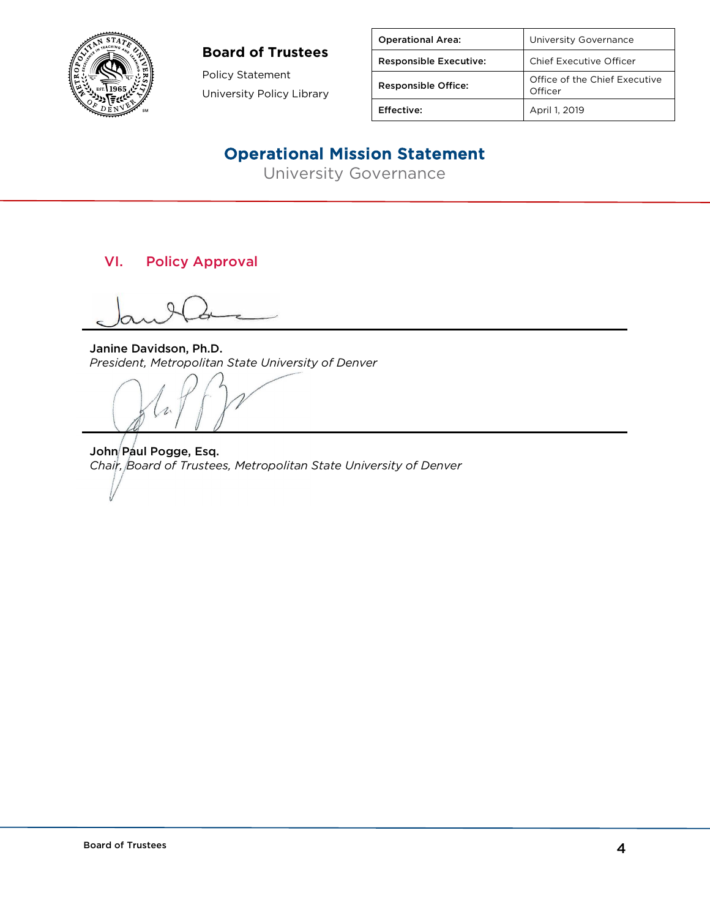| | |
|---|---|
| **Operational Area:** | University Governance |
| **Responsible Executive:** | Chief Executive Officer |
| **Responsible Office:** | Office of the Chief Executive Officer |
| **Effective:** | April 1, 2019 |

**Board of Trustees**

Policy Statement

University Policy Library

# Operational Mission Statement

University Governance

## VI. Policy Approval

**Janine Davidson, Ph.D.**
*President, Metropolitan State University of Denver*

**John Paul Pogge, Esq.**
*Chair, Board of Trustees, Metropolitan State University of Denver*